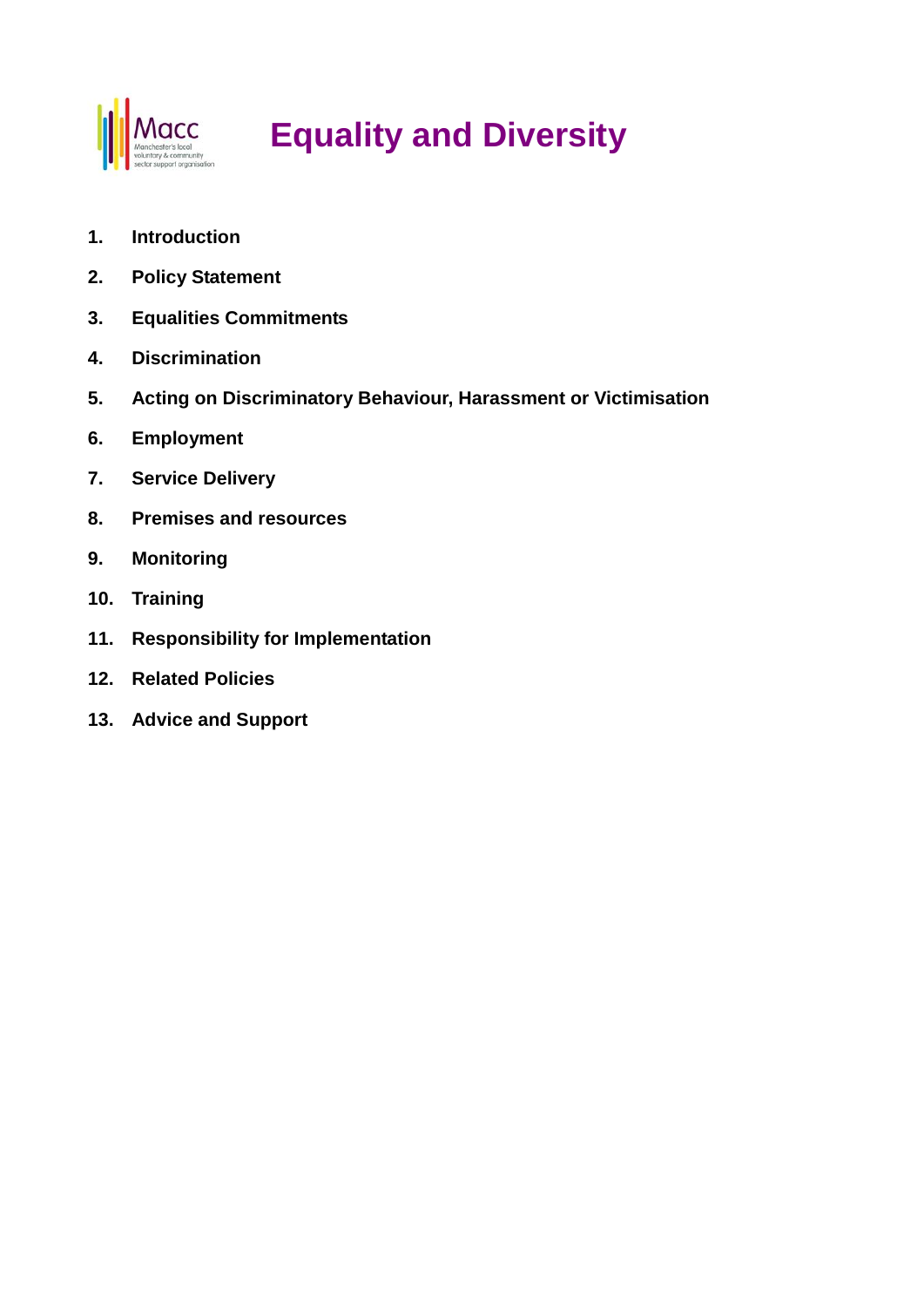# Equality and Diversity

1. **Introduction**
2. **Policy Statement**
3. **Equalities Commitments**
4. **Discrimination**
5. **Acting on Discriminatory Behaviour, Harassment or Victimisation**
6. **Employment**
7. **Service Delivery**
8. **Premises and resources**
9. **Monitoring**
10. **Training**
11. **Responsibility for Implementation**
12. **Related Policies**
13. **Advice and Support**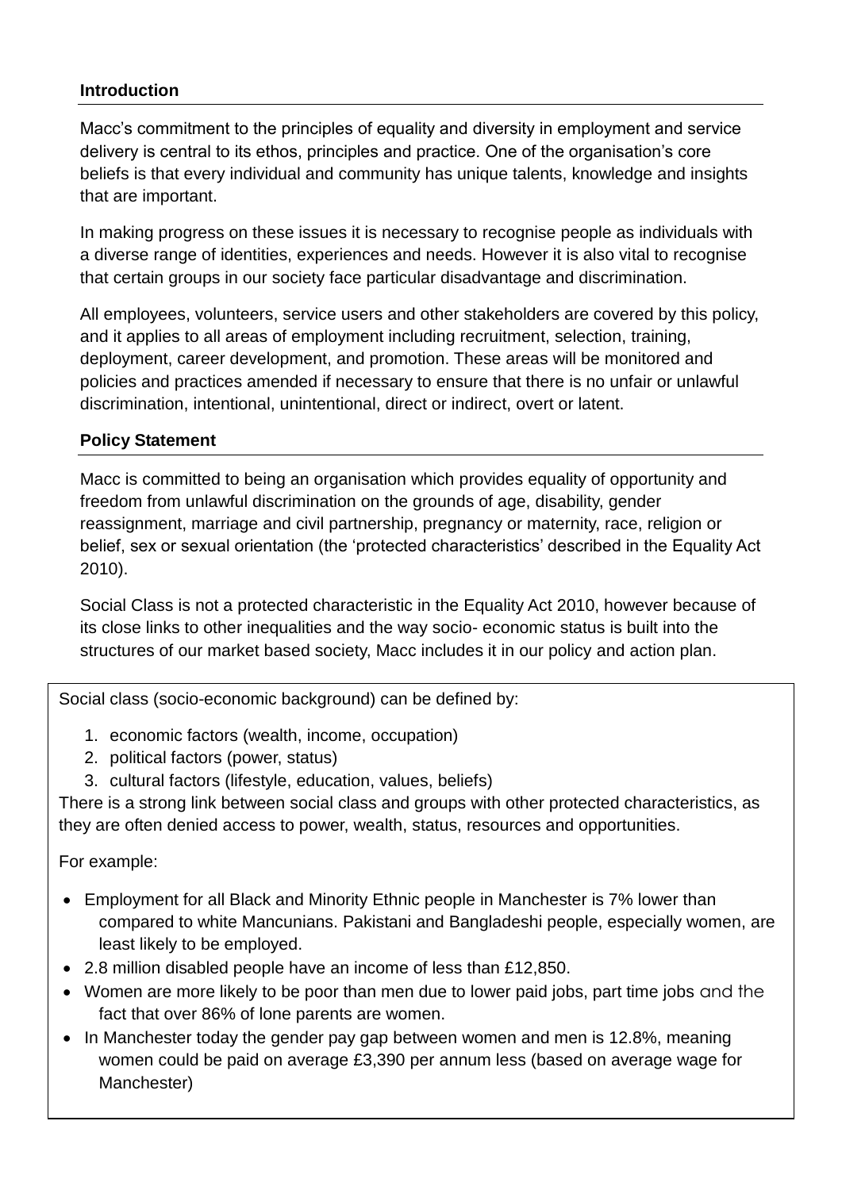## Introduction

Macc's commitment to the principles of equality and diversity in employment and service delivery is central to its ethos, principles and practice. One of the organisation's core beliefs is that every individual and community has unique talents, knowledge and insights that are important.

In making progress on these issues it is necessary to recognise people as individuals with a diverse range of identities, experiences and needs. However it is also vital to recognise that certain groups in our society face particular disadvantage and discrimination.

All employees, volunteers, service users and other stakeholders are covered by this policy, and it applies to all areas of employment including recruitment, selection, training, deployment, career development, and promotion. These areas will be monitored and policies and practices amended if necessary to ensure that there is no unfair or unlawful discrimination, intentional, unintentional, direct or indirect, overt or latent.

## Policy Statement

Macc is committed to being an organisation which provides equality of opportunity and freedom from unlawful discrimination on the grounds of age, disability, gender reassignment, marriage and civil partnership, pregnancy or maternity, race, religion or belief, sex or sexual orientation (the 'protected characteristics' described in the Equality Act 2010).

Social Class is not a protected characteristic in the Equality Act 2010, however because of its close links to other inequalities and the way socio- economic status is built into the structures of our market based society, Macc includes it in our policy and action plan.

Social class (socio-economic background) can be defined by:

1. economic factors (wealth, income, occupation)
2. political factors (power, status)
3. cultural factors (lifestyle, education, values, beliefs)

There is a strong link between social class and groups with other protected characteristics, as they are often denied access to power, wealth, status, resources and opportunities.

For example:

- Employment for all Black and Minority Ethnic people in Manchester is 7% lower than compared to white Mancunians. Pakistani and Bangladeshi people, especially women, are least likely to be employed.
- 2.8 million disabled people have an income of less than £12,850.
- Women are more likely to be poor than men due to lower paid jobs, part time jobs and the fact that over 86% of lone parents are women.
- In Manchester today the gender pay gap between women and men is 12.8%, meaning women could be paid on average £3,390 per annum less (based on average wage for Manchester)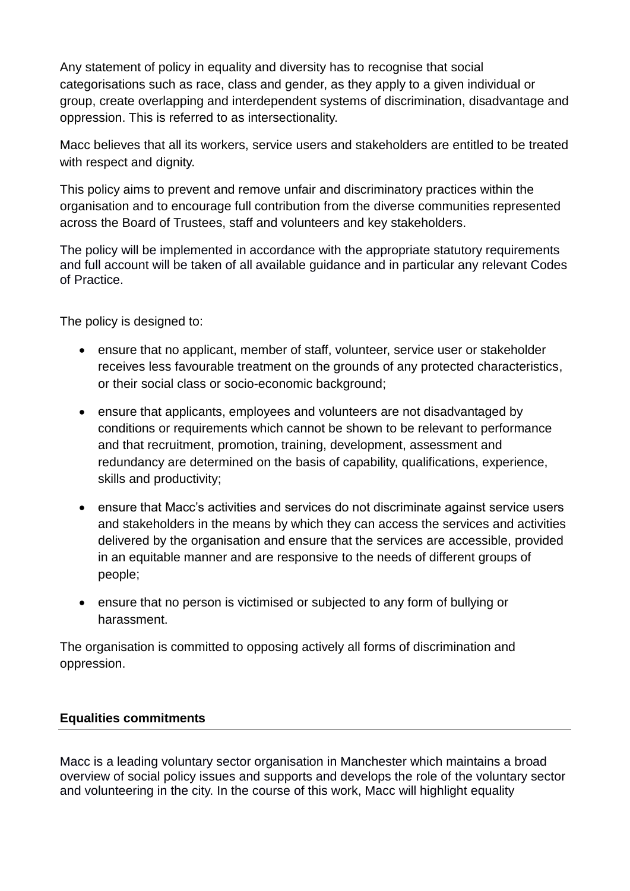Any statement of policy in equality and diversity has to recognise that social categorisations such as race, class and gender, as they apply to a given individual or group, create overlapping and interdependent systems of discrimination, disadvantage and oppression. This is referred to as intersectionality.

Macc believes that all its workers, service users and stakeholders are entitled to be treated with respect and dignity.

This policy aims to prevent and remove unfair and discriminatory practices within the organisation and to encourage full contribution from the diverse communities represented across the Board of Trustees, staff and volunteers and key stakeholders.

The policy will be implemented in accordance with the appropriate statutory requirements and full account will be taken of all available guidance and in particular any relevant Codes of Practice.

The policy is designed to:

- ensure that no applicant, member of staff, volunteer, service user or stakeholder receives less favourable treatment on the grounds of any protected characteristics, or their social class or socio-economic background;
- ensure that applicants, employees and volunteers are not disadvantaged by conditions or requirements which cannot be shown to be relevant to performance and that recruitment, promotion, training, development, assessment and redundancy are determined on the basis of capability, qualifications, experience, skills and productivity;
- ensure that Macc's activities and services do not discriminate against service users and stakeholders in the means by which they can access the services and activities delivered by the organisation and ensure that the services are accessible, provided in an equitable manner and are responsive to the needs of different groups of people;
- ensure that no person is victimised or subjected to any form of bullying or harassment.

The organisation is committed to opposing actively all forms of discrimination and oppression.

## Equalities commitments

Macc is a leading voluntary sector organisation in Manchester which maintains a broad overview of social policy issues and supports and develops the role of the voluntary sector and volunteering in the city. In the course of this work, Macc will highlight equality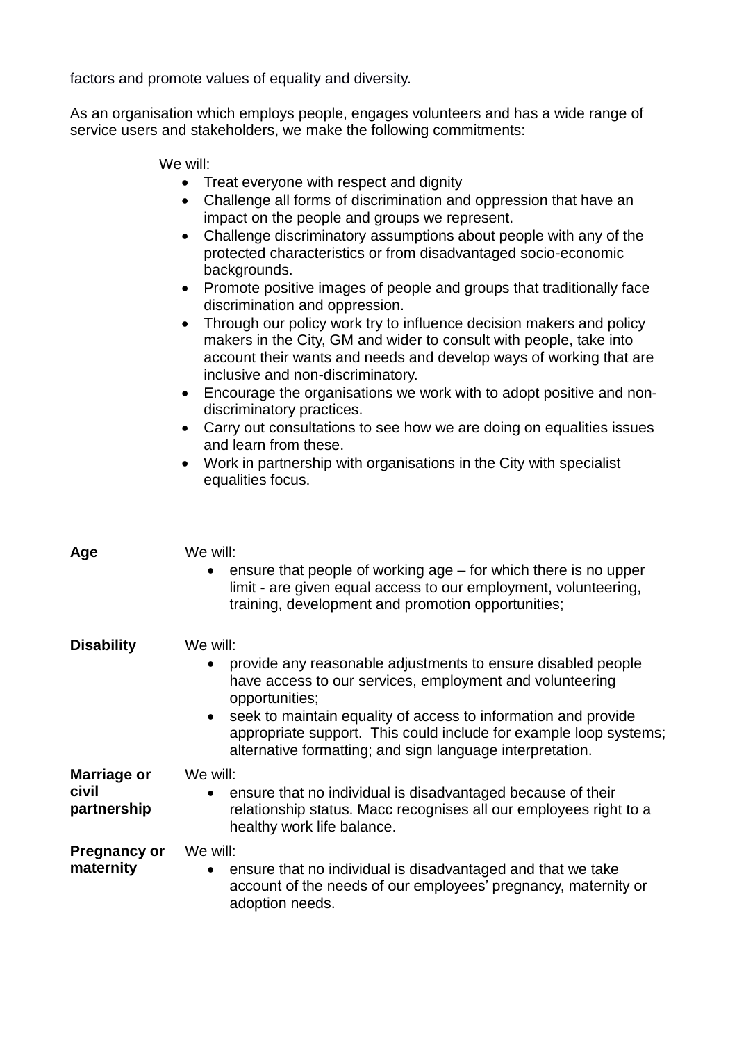factors and promote values of equality and diversity.

As an organisation which employs people, engages volunteers and has a wide range of service users and stakeholders, we make the following commitments:

We will:

- Treat everyone with respect and dignity
- Challenge all forms of discrimination and oppression that have an impact on the people and groups we represent.
- Challenge discriminatory assumptions about people with any of the protected characteristics or from disadvantaged socio-economic backgrounds.
- Promote positive images of people and groups that traditionally face discrimination and oppression.
- Through our policy work try to influence decision makers and policy makers in the City, GM and wider to consult with people, take into account their wants and needs and develop ways of working that are inclusive and non-discriminatory.
- Encourage the organisations we work with to adopt positive and non-discriminatory practices.
- Carry out consultations to see how we are doing on equalities issues and learn from these.
- Work in partnership with organisations in the City with specialist equalities focus.

**Age**

We will:

- ensure that people of working age – for which there is no upper limit - are given equal access to our employment, volunteering, training, development and promotion opportunities;

**Disability**

We will:

- provide any reasonable adjustments to ensure disabled people have access to our services, employment and volunteering opportunities;
- seek to maintain equality of access to information and provide appropriate support. This could include for example loop systems; alternative formatting; and sign language interpretation.

**Marriage or civil partnership**

We will:

- ensure that no individual is disadvantaged because of their relationship status. Macc recognises all our employees right to a healthy work life balance.

**Pregnancy or maternity**

We will:

- ensure that no individual is disadvantaged and that we take account of the needs of our employees' pregnancy, maternity or adoption needs.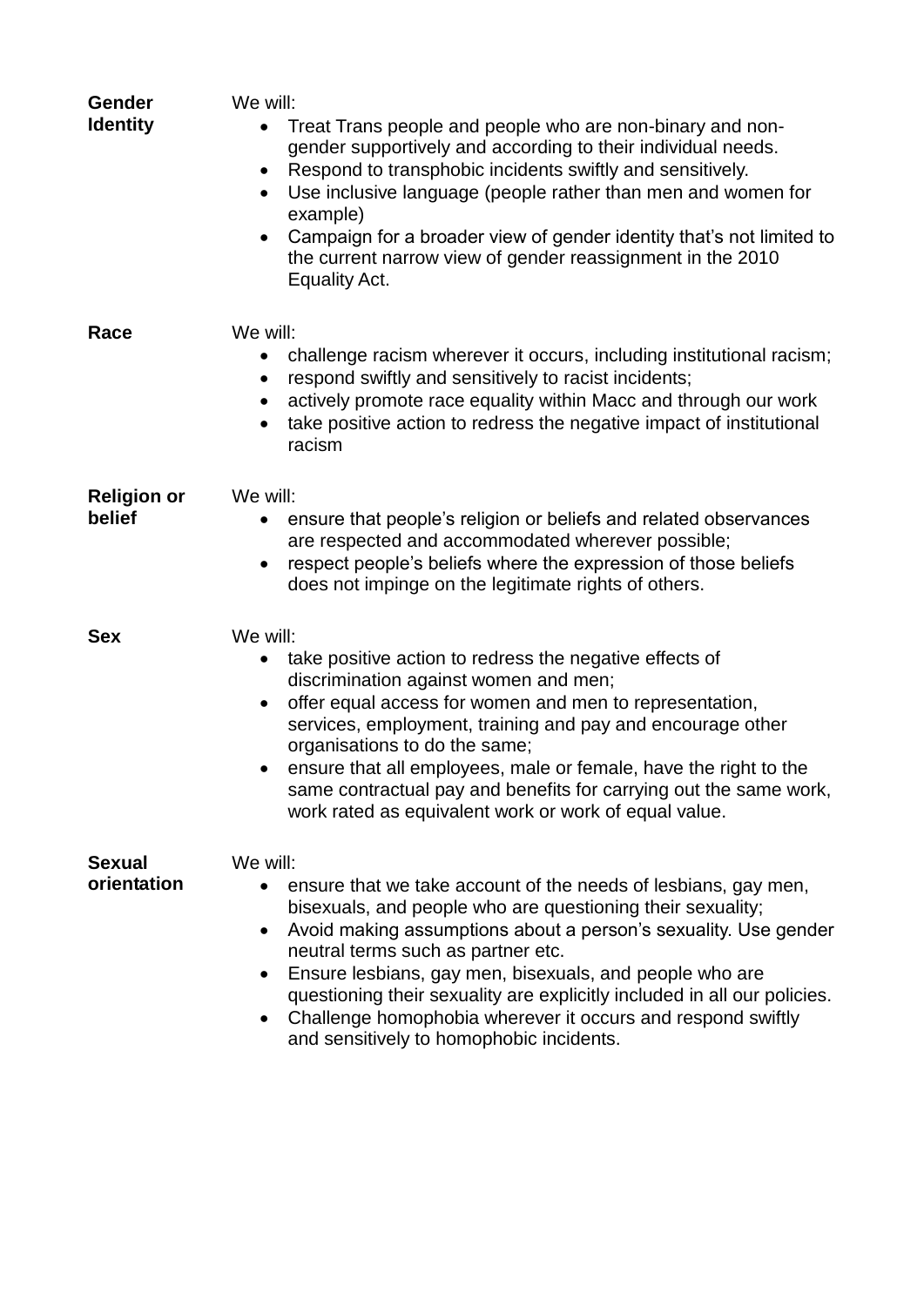| | |
|---|---|
| **Gender Identity** | We will:<br>• Treat Trans people and people who are non-binary and non-gender supportively and according to their individual needs.<br>• Respond to transphobic incidents swiftly and sensitively.<br>• Use inclusive language (people rather than men and women for example)<br>• Campaign for a broader view of gender identity that's not limited to the current narrow view of gender reassignment in the 2010 Equality Act. |
| **Race** | We will:<br>• challenge racism wherever it occurs, including institutional racism;<br>• respond swiftly and sensitively to racist incidents;<br>• actively promote race equality within Macc and through our work<br>• take positive action to redress the negative impact of institutional racism |
| **Religion or belief** | We will:<br>• ensure that people's religion or beliefs and related observances are respected and accommodated wherever possible;<br>• respect people's beliefs where the expression of those beliefs does not impinge on the legitimate rights of others. |
| **Sex** | We will:<br>• take positive action to redress the negative effects of discrimination against women and men;<br>• offer equal access for women and men to representation, services, employment, training and pay and encourage other organisations to do the same;<br>• ensure that all employees, male or female, have the right to the same contractual pay and benefits for carrying out the same work, work rated as equivalent work or work of equal value. |
| **Sexual orientation** | We will:<br>• ensure that we take account of the needs of lesbians, gay men, bisexuals, and people who are questioning their sexuality;<br>• Avoid making assumptions about a person's sexuality. Use gender neutral terms such as partner etc.<br>• Ensure lesbians, gay men, bisexuals, and people who are questioning their sexuality are explicitly included in all our policies.<br>• Challenge homophobia wherever it occurs and respond swiftly and sensitively to homophobic incidents. |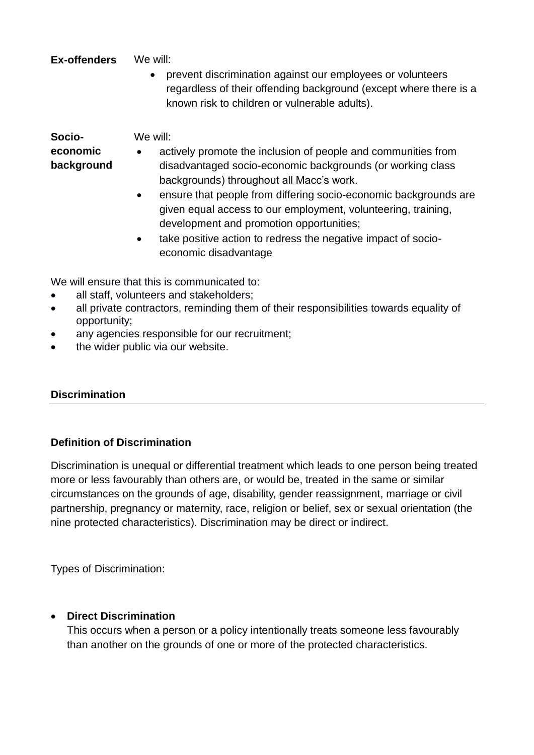**Ex-offenders** We will:

- prevent discrimination against our employees or volunteers regardless of their offending background (except where there is a known risk to children or vulnerable adults).

**Socio-economic background** We will:

- actively promote the inclusion of people and communities from disadvantaged socio-economic backgrounds (or working class backgrounds) throughout all Macc's work.
- ensure that people from differing socio-economic backgrounds are given equal access to our employment, volunteering, training, development and promotion opportunities;
- take positive action to redress the negative impact of socio-economic disadvantage

We will ensure that this is communicated to:

- all staff, volunteers and stakeholders;
- all private contractors, reminding them of their responsibilities towards equality of opportunity;
- any agencies responsible for our recruitment;
- the wider public via our website.

## Discrimination

### Definition of Discrimination

Discrimination is unequal or differential treatment which leads to one person being treated more or less favourably than others are, or would be, treated in the same or similar circumstances on the grounds of age, disability, gender reassignment, marriage or civil partnership, pregnancy or maternity, race, religion or belief, sex or sexual orientation (the nine protected characteristics). Discrimination may be direct or indirect.

Types of Discrimination:

- **Direct Discrimination**
  This occurs when a person or a policy intentionally treats someone less favourably than another on the grounds of one or more of the protected characteristics.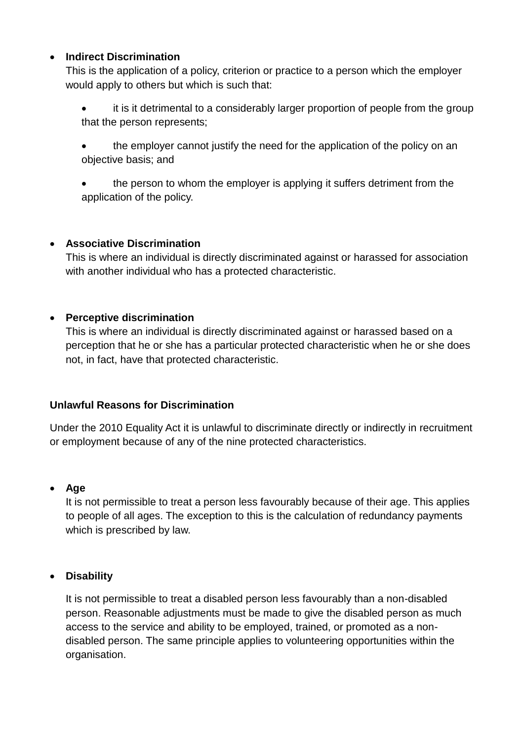- **Indirect Discrimination**
  This is the application of a policy, criterion or practice to a person which the employer would apply to others but which is such that:

  - it is it detrimental to a considerably larger proportion of people from the group that the person represents;

  - the employer cannot justify the need for the application of the policy on an objective basis; and

  - the person to whom the employer is applying it suffers detriment from the application of the policy.

- **Associative Discrimination**
  This is where an individual is directly discriminated against or harassed for association with another individual who has a protected characteristic.

- **Perceptive discrimination**
  This is where an individual is directly discriminated against or harassed based on a perception that he or she has a particular protected characteristic when he or she does not, in fact, have that protected characteristic.

**Unlawful Reasons for Discrimination**

Under the 2010 Equality Act it is unlawful to discriminate directly or indirectly in recruitment or employment because of any of the nine protected characteristics.

- **Age**
  It is not permissible to treat a person less favourably because of their age. This applies to people of all ages. The exception to this is the calculation of redundancy payments which is prescribed by law.

- **Disability**

  It is not permissible to treat a disabled person less favourably than a non-disabled person. Reasonable adjustments must be made to give the disabled person as much access to the service and ability to be employed, trained, or promoted as a non-disabled person. The same principle applies to volunteering opportunities within the organisation.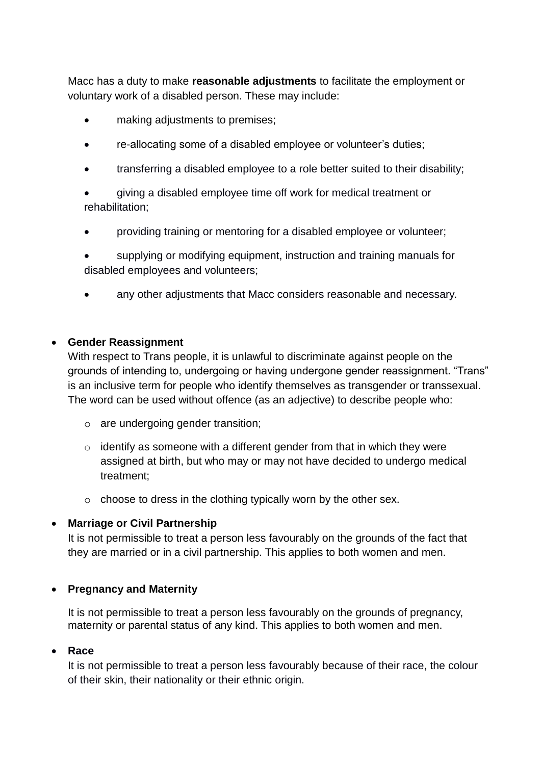Macc has a duty to make **reasonable adjustments** to facilitate the employment or voluntary work of a disabled person. These may include:

- making adjustments to premises;
- re-allocating some of a disabled employee or volunteer's duties;
- transferring a disabled employee to a role better suited to their disability;
- giving a disabled employee time off work for medical treatment or rehabilitation;
- providing training or mentoring for a disabled employee or volunteer;
- supplying or modifying equipment, instruction and training manuals for disabled employees and volunteers;
- any other adjustments that Macc considers reasonable and necessary.

- **Gender Reassignment**
  With respect to Trans people, it is unlawful to discriminate against people on the grounds of intending to, undergoing or having undergone gender reassignment. "Trans" is an inclusive term for people who identify themselves as transgender or transsexual. The word can be used without offence (as an adjective) to describe people who:
    - are undergoing gender transition;
    - identify as someone with a different gender from that in which they were assigned at birth, but who may or may not have decided to undergo medical treatment;
    - choose to dress in the clothing typically worn by the other sex.

- **Marriage or Civil Partnership**
  It is not permissible to treat a person less favourably on the grounds of the fact that they are married or in a civil partnership. This applies to both women and men.

- **Pregnancy and Maternity**

  It is not permissible to treat a person less favourably on the grounds of pregnancy, maternity or parental status of any kind. This applies to both women and men.

- **Race**
  It is not permissible to treat a person less favourably because of their race, the colour of their skin, their nationality or their ethnic origin.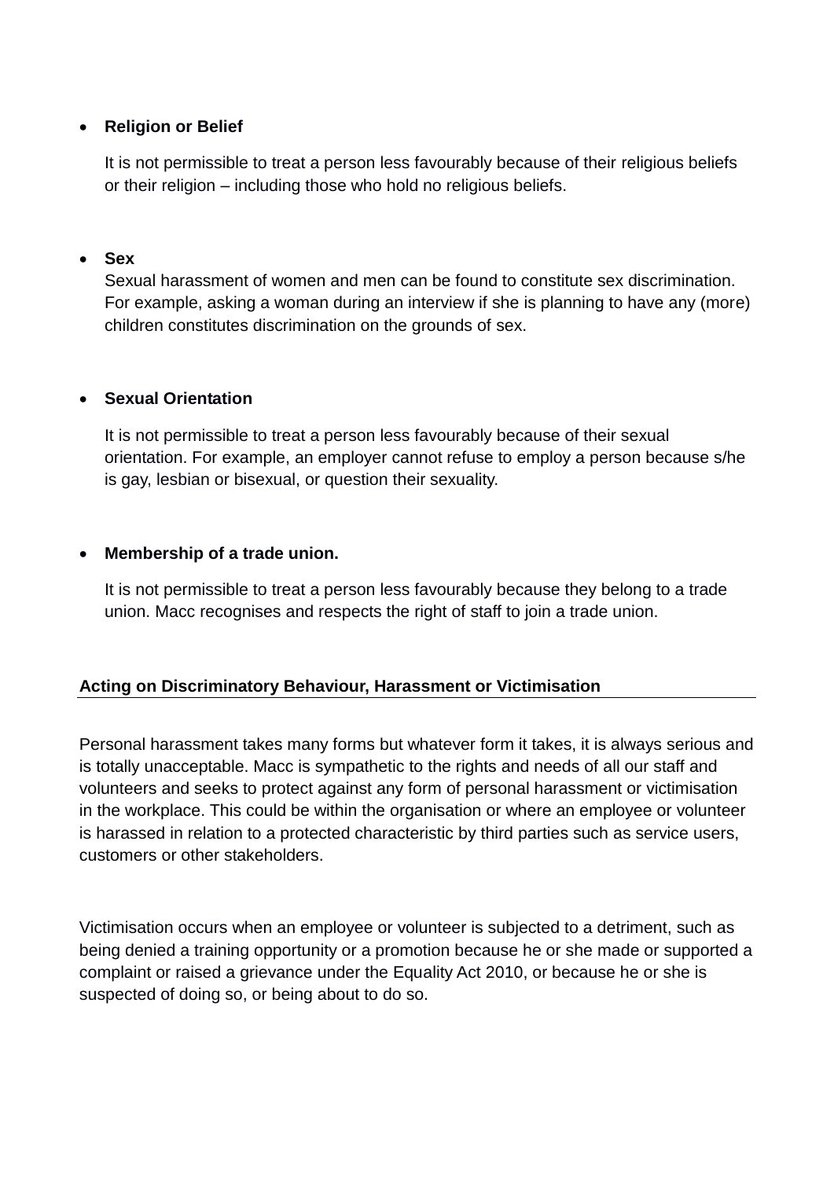- **Religion or Belief**

  It is not permissible to treat a person less favourably because of their religious beliefs or their religion – including those who hold no religious beliefs.

- **Sex**
  Sexual harassment of women and men can be found to constitute sex discrimination. For example, asking a woman during an interview if she is planning to have any (more) children constitutes discrimination on the grounds of sex.

- **Sexual Orientation**

  It is not permissible to treat a person less favourably because of their sexual orientation. For example, an employer cannot refuse to employ a person because s/he is gay, lesbian or bisexual, or question their sexuality.

- **Membership of a trade union.**

  It is not permissible to treat a person less favourably because they belong to a trade union. Macc recognises and respects the right of staff to join a trade union.

**Acting on Discriminatory Behaviour, Harassment or Victimisation**

Personal harassment takes many forms but whatever form it takes, it is always serious and is totally unacceptable. Macc is sympathetic to the rights and needs of all our staff and volunteers and seeks to protect against any form of personal harassment or victimisation in the workplace. This could be within the organisation or where an employee or volunteer is harassed in relation to a protected characteristic by third parties such as service users, customers or other stakeholders.

Victimisation occurs when an employee or volunteer is subjected to a detriment, such as being denied a training opportunity or a promotion because he or she made or supported a complaint or raised a grievance under the Equality Act 2010, or because he or she is suspected of doing so, or being about to do so.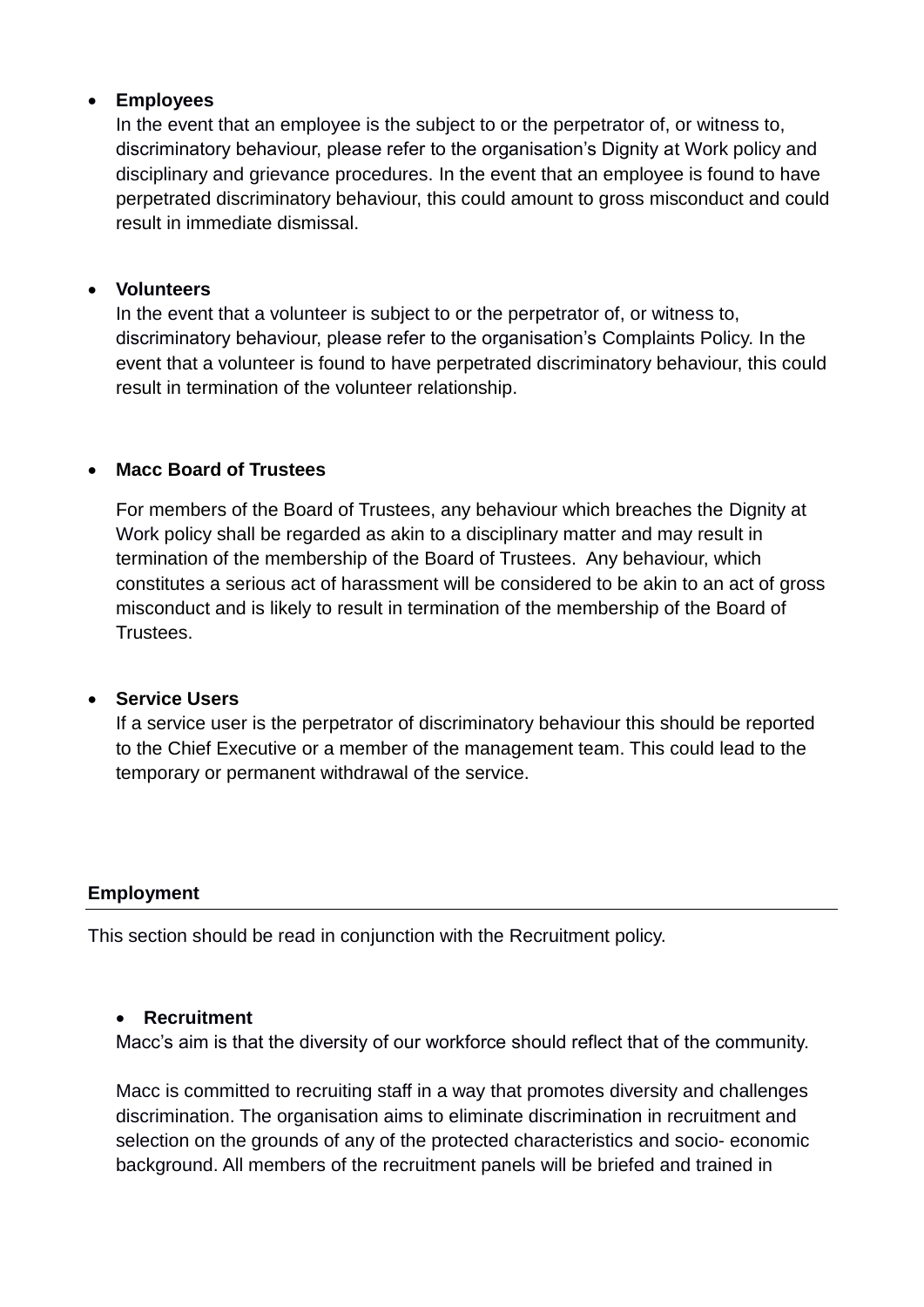- **Employees**
  In the event that an employee is the subject to or the perpetrator of, or witness to, discriminatory behaviour, please refer to the organisation's Dignity at Work policy and disciplinary and grievance procedures. In the event that an employee is found to have perpetrated discriminatory behaviour, this could amount to gross misconduct and could result in immediate dismissal.

- **Volunteers**
  In the event that a volunteer is subject to or the perpetrator of, or witness to, discriminatory behaviour, please refer to the organisation's Complaints Policy. In the event that a volunteer is found to have perpetrated discriminatory behaviour, this could result in termination of the volunteer relationship.

- **Macc Board of Trustees**

  For members of the Board of Trustees, any behaviour which breaches the Dignity at Work policy shall be regarded as akin to a disciplinary matter and may result in termination of the membership of the Board of Trustees. Any behaviour, which constitutes a serious act of harassment will be considered to be akin to an act of gross misconduct and is likely to result in termination of the membership of the Board of Trustees.

- **Service Users**
  If a service user is the perpetrator of discriminatory behaviour this should be reported to the Chief Executive or a member of the management team. This could lead to the temporary or permanent withdrawal of the service.

## Employment

This section should be read in conjunction with the Recruitment policy.

- **Recruitment**

  Macc's aim is that the diversity of our workforce should reflect that of the community.

  Macc is committed to recruiting staff in a way that promotes diversity and challenges discrimination. The organisation aims to eliminate discrimination in recruitment and selection on the grounds of any of the protected characteristics and socio- economic background. All members of the recruitment panels will be briefed and trained in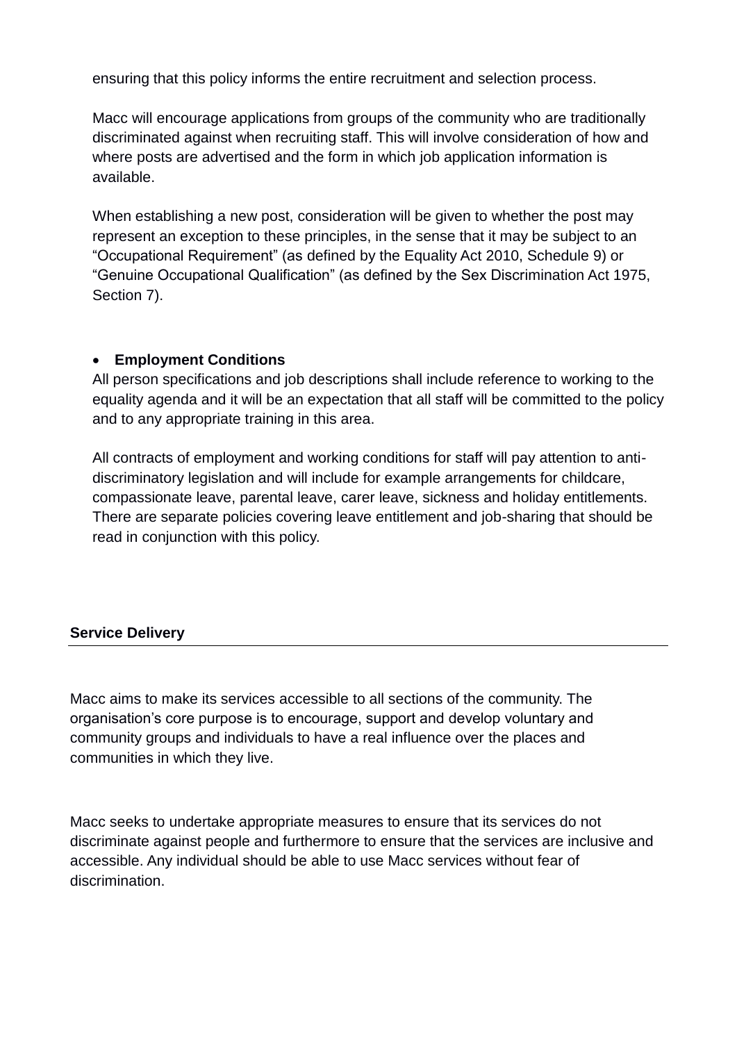ensuring that this policy informs the entire recruitment and selection process.

Macc will encourage applications from groups of the community who are traditionally discriminated against when recruiting staff. This will involve consideration of how and where posts are advertised and the form in which job application information is available.

When establishing a new post, consideration will be given to whether the post may represent an exception to these principles, in the sense that it may be subject to an "Occupational Requirement" (as defined by the Equality Act 2010, Schedule 9) or "Genuine Occupational Qualification" (as defined by the Sex Discrimination Act 1975, Section 7).

- **Employment Conditions**

All person specifications and job descriptions shall include reference to working to the equality agenda and it will be an expectation that all staff will be committed to the policy and to any appropriate training in this area.

All contracts of employment and working conditions for staff will pay attention to anti-discriminatory legislation and will include for example arrangements for childcare, compassionate leave, parental leave, carer leave, sickness and holiday entitlements. There are separate policies covering leave entitlement and job-sharing that should be read in conjunction with this policy.

## Service Delivery

Macc aims to make its services accessible to all sections of the community. The organisation's core purpose is to encourage, support and develop voluntary and community groups and individuals to have a real influence over the places and communities in which they live.

Macc seeks to undertake appropriate measures to ensure that its services do not discriminate against people and furthermore to ensure that the services are inclusive and accessible. Any individual should be able to use Macc services without fear of discrimination.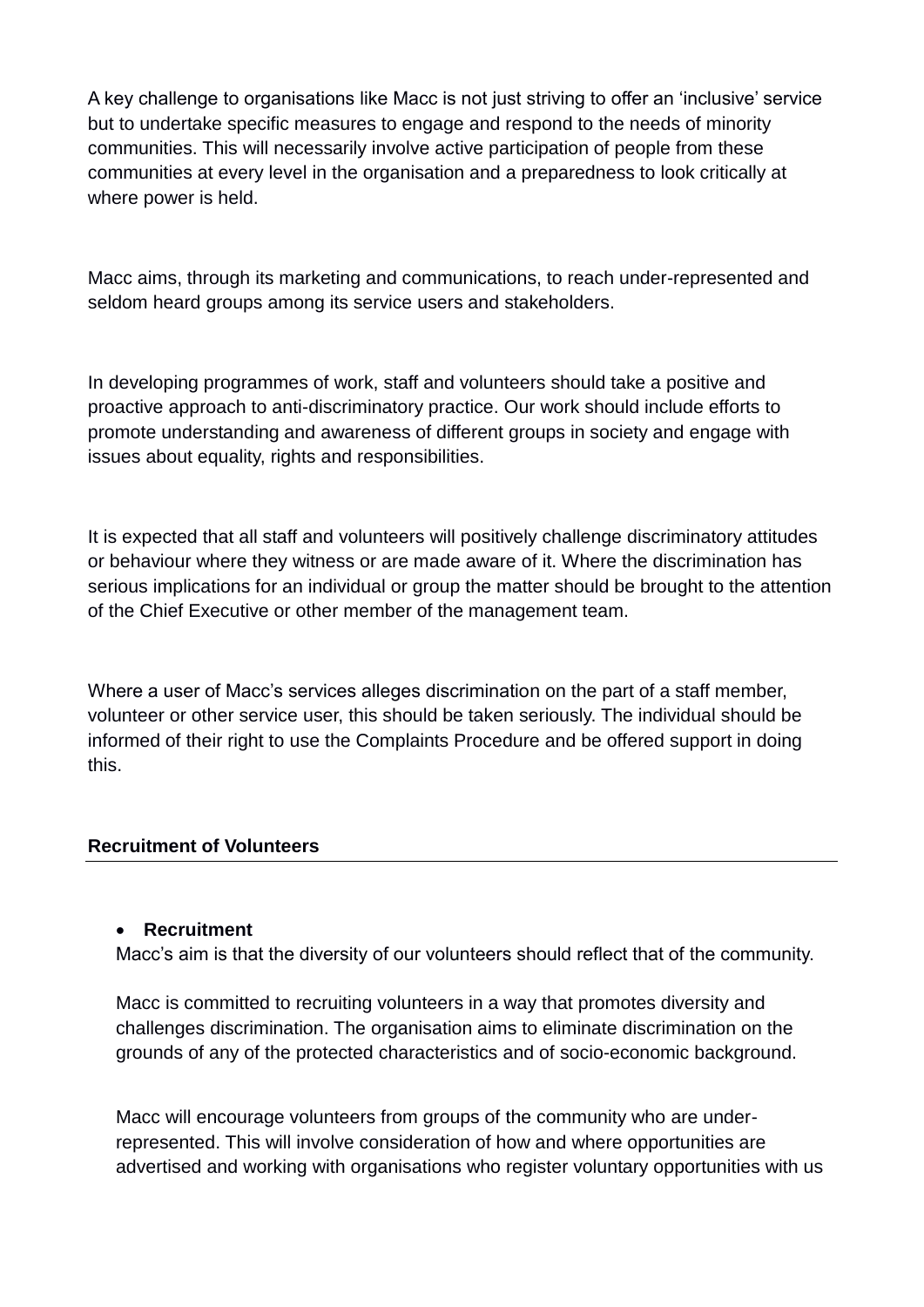A key challenge to organisations like Macc is not just striving to offer an 'inclusive' service but to undertake specific measures to engage and respond to the needs of minority communities. This will necessarily involve active participation of people from these communities at every level in the organisation and a preparedness to look critically at where power is held.

Macc aims, through its marketing and communications, to reach under-represented and seldom heard groups among its service users and stakeholders.

In developing programmes of work, staff and volunteers should take a positive and proactive approach to anti-discriminatory practice. Our work should include efforts to promote understanding and awareness of different groups in society and engage with issues about equality, rights and responsibilities.

It is expected that all staff and volunteers will positively challenge discriminatory attitudes or behaviour where they witness or are made aware of it. Where the discrimination has serious implications for an individual or group the matter should be brought to the attention of the Chief Executive or other member of the management team.

Where a user of Macc's services alleges discrimination on the part of a staff member, volunteer or other service user, this should be taken seriously. The individual should be informed of their right to use the Complaints Procedure and be offered support in doing this.

## Recruitment of Volunteers

- **Recruitment**

  Macc's aim is that the diversity of our volunteers should reflect that of the community.

  Macc is committed to recruiting volunteers in a way that promotes diversity and challenges discrimination. The organisation aims to eliminate discrimination on the grounds of any of the protected characteristics and of socio-economic background.

  Macc will encourage volunteers from groups of the community who are under-represented. This will involve consideration of how and where opportunities are advertised and working with organisations who register voluntary opportunities with us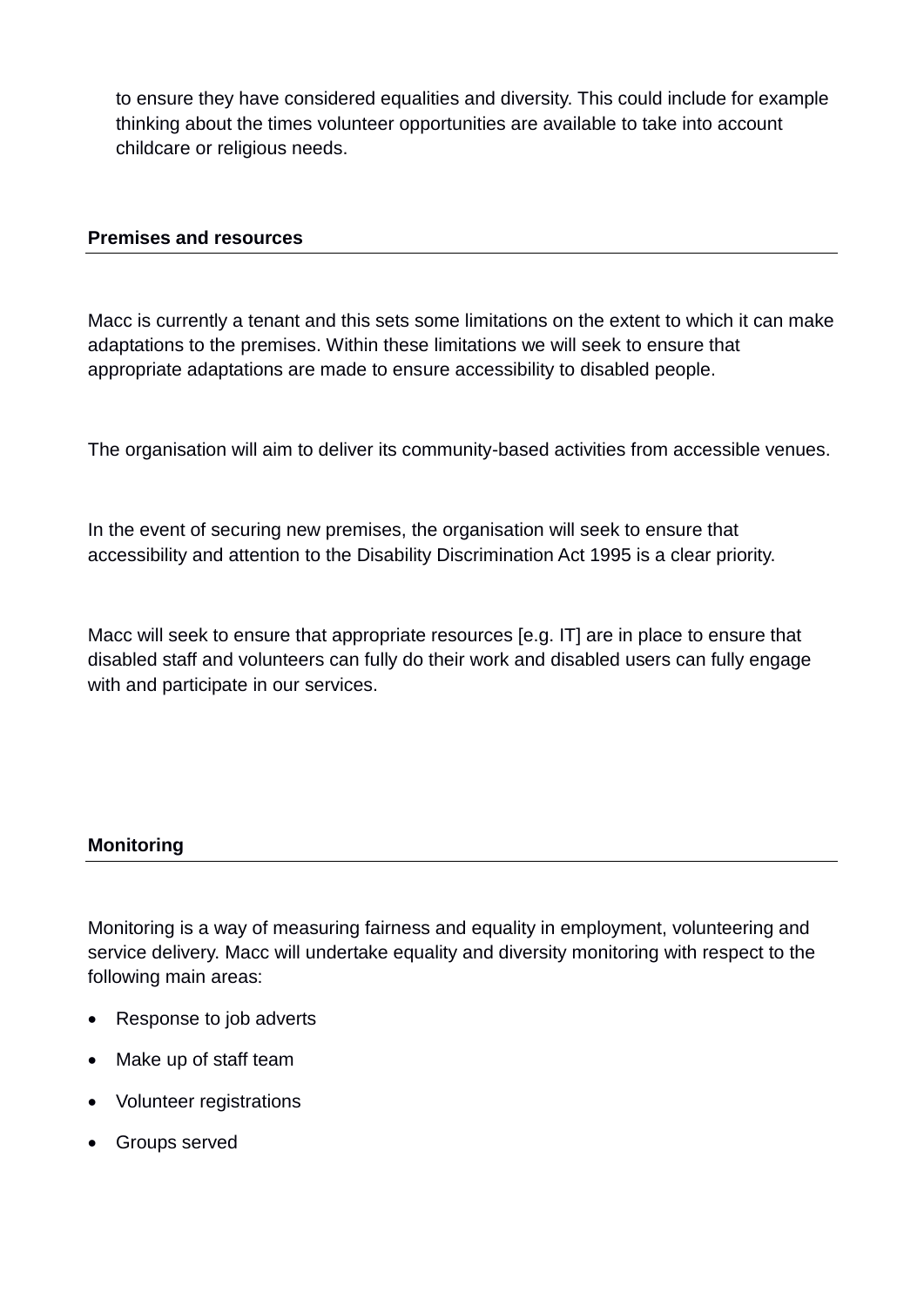to ensure they have considered equalities and diversity. This could include for example thinking about the times volunteer opportunities are available to take into account childcare or religious needs.

**Premises and resources**

Macc is currently a tenant and this sets some limitations on the extent to which it can make adaptations to the premises. Within these limitations we will seek to ensure that appropriate adaptations are made to ensure accessibility to disabled people.

The organisation will aim to deliver its community-based activities from accessible venues.

In the event of securing new premises, the organisation will seek to ensure that accessibility and attention to the Disability Discrimination Act 1995 is a clear priority.

Macc will seek to ensure that appropriate resources [e.g. IT] are in place to ensure that disabled staff and volunteers can fully do their work and disabled users can fully engage with and participate in our services.

**Monitoring**

Monitoring is a way of measuring fairness and equality in employment, volunteering and service delivery. Macc will undertake equality and diversity monitoring with respect to the following main areas:

- Response to job adverts
- Make up of staff team
- Volunteer registrations
- Groups served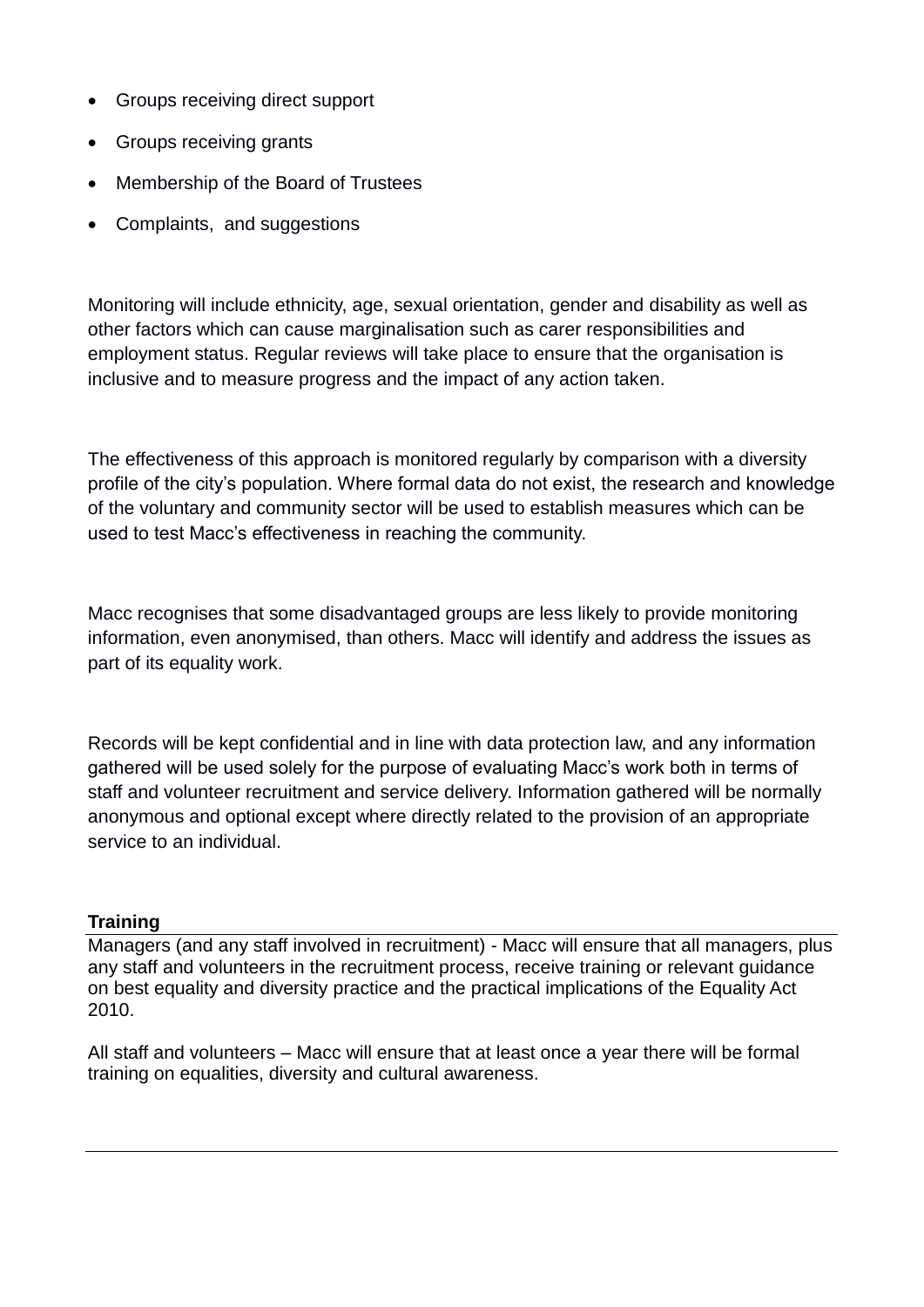- Groups receiving direct support
- Groups receiving grants
- Membership of the Board of Trustees
- Complaints,  and suggestions

Monitoring will include ethnicity, age, sexual orientation, gender and disability as well as other factors which can cause marginalisation such as carer responsibilities and employment status. Regular reviews will take place to ensure that the organisation is inclusive and to measure progress and the impact of any action taken.

The effectiveness of this approach is monitored regularly by comparison with a diversity profile of the city's population. Where formal data do not exist, the research and knowledge of the voluntary and community sector will be used to establish measures which can be used to test Macc's effectiveness in reaching the community.

Macc recognises that some disadvantaged groups are less likely to provide monitoring information, even anonymised, than others. Macc will identify and address the issues as part of its equality work.

Records will be kept confidential and in line with data protection law, and any information gathered will be used solely for the purpose of evaluating Macc's work both in terms of staff and volunteer recruitment and service delivery. Information gathered will be normally anonymous and optional except where directly related to the provision of an appropriate service to an individual.

**Training**

Managers (and any staff involved in recruitment) - Macc will ensure that all managers, plus any staff and volunteers in the recruitment process, receive training or relevant guidance on best equality and diversity practice and the practical implications of the Equality Act 2010.

All staff and volunteers – Macc will ensure that at least once a year there will be formal training on equalities, diversity and cultural awareness.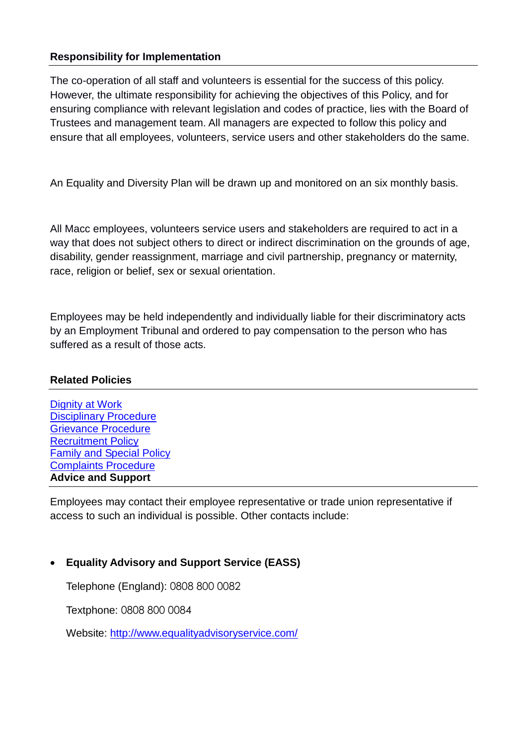## Responsibility for Implementation

The co-operation of all staff and volunteers is essential for the success of this policy. However, the ultimate responsibility for achieving the objectives of this Policy, and for ensuring compliance with relevant legislation and codes of practice, lies with the Board of Trustees and management team. All managers are expected to follow this policy and ensure that all employees, volunteers, service users and other stakeholders do the same.

An Equality and Diversity Plan will be drawn up and monitored on an six monthly basis.

All Macc employees, volunteers service users and stakeholders are required to act in a way that does not subject others to direct or indirect discrimination on the grounds of age, disability, gender reassignment, marriage and civil partnership, pregnancy or maternity, race, religion or belief, sex or sexual orientation.

Employees may be held independently and individually liable for their discriminatory acts by an Employment Tribunal and ordered to pay compensation to the person who has suffered as a result of those acts.

## Related Policies

[Dignity at Work](#)
[Disciplinary Procedure](#)
[Grievance Procedure](#)
[Recruitment Policy](#)
[Family and Special Policy](#)
[Complaints Procedure](#)

## Advice and Support

Employees may contact their employee representative or trade union representative if access to such an individual is possible. Other contacts include:

- **Equality Advisory and Support Service (EASS)**

  Telephone (England): 0808 800 0082

  Textphone: 0808 800 0084

  Website: [http://www.equalityadvisoryservice.com/](http://www.equalityadvisoryservice.com/)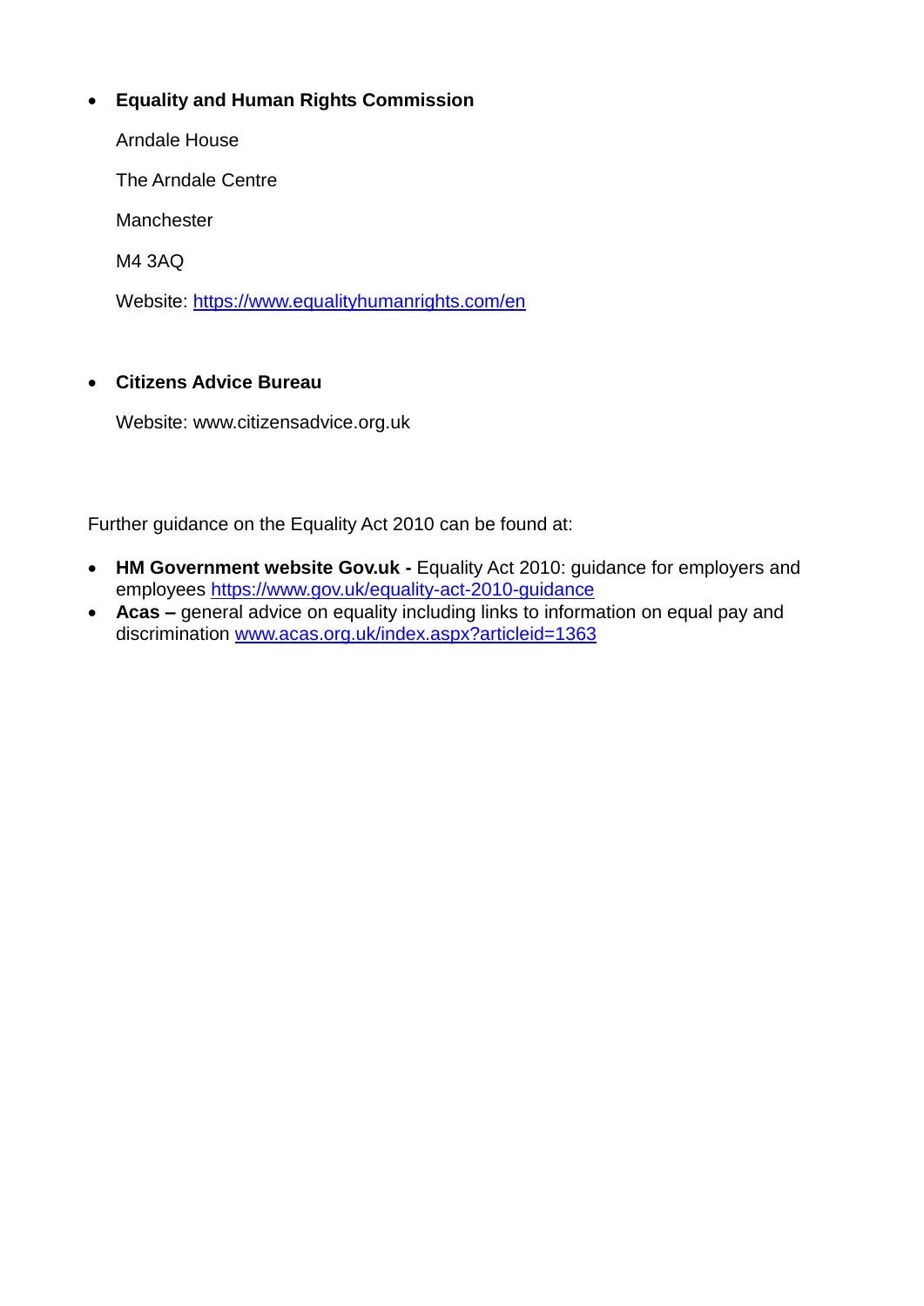- **Equality and Human Rights Commission**

  Arndale House

  The Arndale Centre

  Manchester

  M4 3AQ

  Website: https://www.equalityhumanrights.com/en

- **Citizens Advice Bureau**

  Website: www.citizensadvice.org.uk

Further guidance on the Equality Act 2010 can be found at:

- **HM Government website Gov.uk -** Equality Act 2010: guidance for employers and employees https://www.gov.uk/equality-act-2010-guidance
- **Acas –** general advice on equality including links to information on equal pay and discrimination www.acas.org.uk/index.aspx?articleid=1363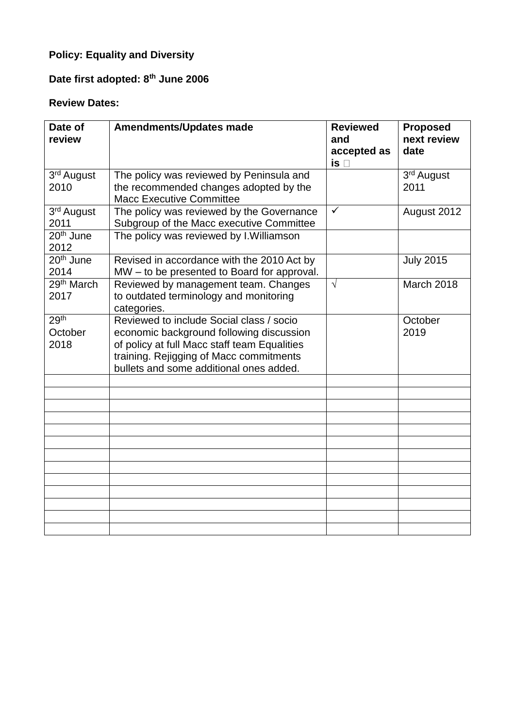**Policy: Equality and Diversity**

**Date first adopted: 8th June 2006**

**Review Dates:**

| Date of review | Amendments/Updates made | Reviewed and accepted as is  | Proposed next review date |
|---|---|---|---|
| 3rd August 2010 | The policy was reviewed by Peninsula and the recommended changes adopted by the Macc Executive Committee | | 3rd August 2011 |
| 3rd August 2011 | The policy was reviewed by the Governance Subgroup of the Macc executive Committee | ✓ | August 2012 |
| 20th June 2012 | The policy was reviewed by I.Williamson | | |
| 20th June 2014 | Revised in accordance with the 2010 Act by MW – to be presented to Board for approval. | | July 2015 |
| 29th March 2017 | Reviewed by management team. Changes to outdated terminology and monitoring categories. | √ | March 2018 |
| 29th October 2018 | Reviewed to include Social class / socio economic background following discussion of policy at full Macc staff team Equalities training. Rejigging of Macc commitments bullets and some additional ones added. | | October 2019 |
| | | | |
| | | | |
| | | | |
| | | | |
| | | | |
| | | | |
| | | | |
| | | | |
| | | | |
| | | | |
| | | | |
| | | | |
| | | | |